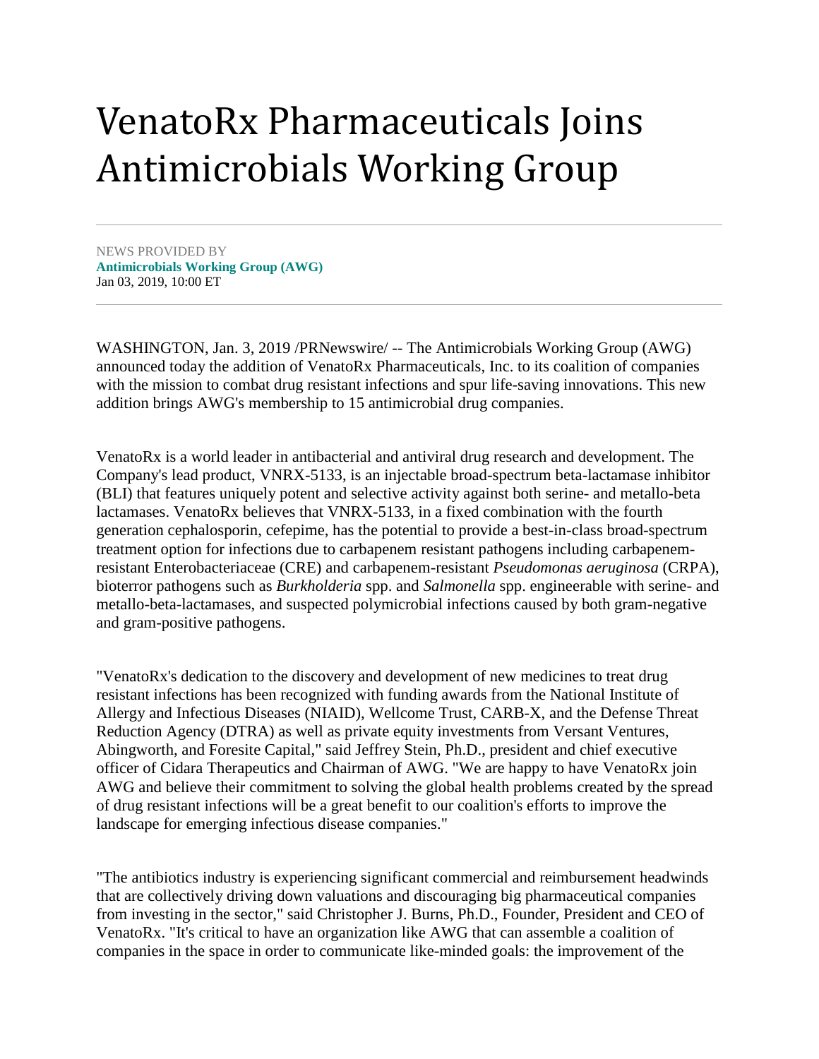# VenatoRx Pharmaceuticals Joins Antimicrobials Working Group

NEWS PROVIDED BY
**Antimicrobials Working Group (AWG)**
Jan 03, 2019, 10:00 ET

WASHINGTON, Jan. 3, 2019 /PRNewswire/ -- The Antimicrobials Working Group (AWG) announced today the addition of VenatoRx Pharmaceuticals, Inc. to its coalition of companies with the mission to combat drug resistant infections and spur life-saving innovations. This new addition brings AWG's membership to 15 antimicrobial drug companies.

VenatoRx is a world leader in antibacterial and antiviral drug research and development. The Company's lead product, VNRX-5133, is an injectable broad-spectrum beta-lactamase inhibitor (BLI) that features uniquely potent and selective activity against both serine- and metallo-beta lactamases. VenatoRx believes that VNRX-5133, in a fixed combination with the fourth generation cephalosporin, cefepime, has the potential to provide a best-in-class broad-spectrum treatment option for infections due to carbapenem resistant pathogens including carbapenem-resistant Enterobacteriaceae (CRE) and carbapenem-resistant *Pseudomonas aeruginosa* (CRPA), bioterror pathogens such as *Burkholderia* spp. and *Salmonella* spp. engineerable with serine- and metallo-beta-lactamases, and suspected polymicrobial infections caused by both gram-negative and gram-positive pathogens.

"VenatoRx's dedication to the discovery and development of new medicines to treat drug resistant infections has been recognized with funding awards from the National Institute of Allergy and Infectious Diseases (NIAID), Wellcome Trust, CARB-X, and the Defense Threat Reduction Agency (DTRA) as well as private equity investments from Versant Ventures, Abingworth, and Foresite Capital," said Jeffrey Stein, Ph.D., president and chief executive officer of Cidara Therapeutics and Chairman of AWG. "We are happy to have VenatoRx join AWG and believe their commitment to solving the global health problems created by the spread of drug resistant infections will be a great benefit to our coalition's efforts to improve the landscape for emerging infectious disease companies."

"The antibiotics industry is experiencing significant commercial and reimbursement headwinds that are collectively driving down valuations and discouraging big pharmaceutical companies from investing in the sector," said Christopher J. Burns, Ph.D., Founder, President and CEO of VenatoRx. "It's critical to have an organization like AWG that can assemble a coalition of companies in the space in order to communicate like-minded goals: the improvement of the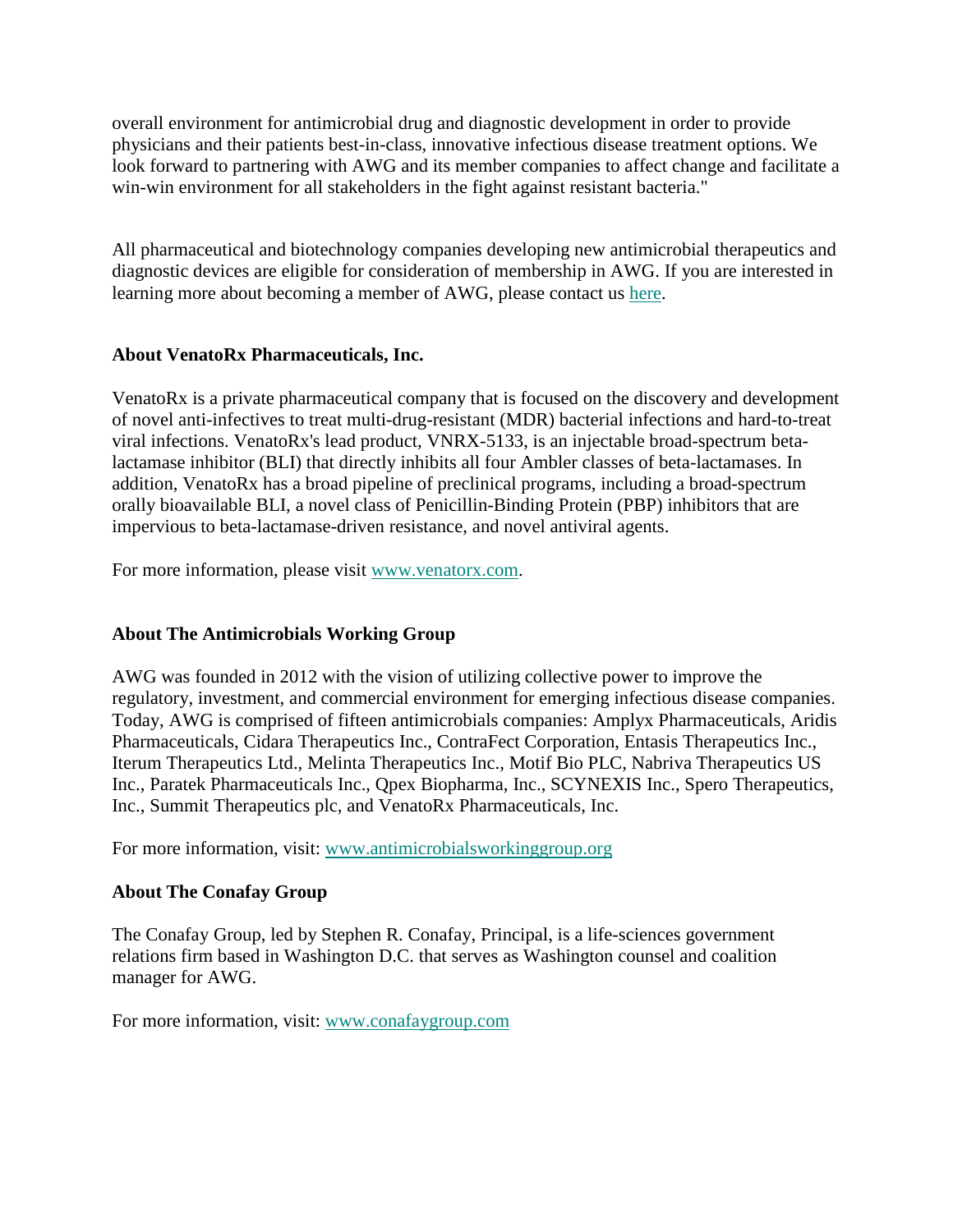overall environment for antimicrobial drug and diagnostic development in order to provide physicians and their patients best-in-class, innovative infectious disease treatment options. We look forward to partnering with AWG and its member companies to affect change and facilitate a win-win environment for all stakeholders in the fight against resistant bacteria."

All pharmaceutical and biotechnology companies developing new antimicrobial therapeutics and diagnostic devices are eligible for consideration of membership in AWG. If you are interested in learning more about becoming a member of AWG, please contact us [here](#).

**About VenatoRx Pharmaceuticals, Inc.**

VenatoRx is a private pharmaceutical company that is focused on the discovery and development of novel anti-infectives to treat multi-drug-resistant (MDR) bacterial infections and hard-to-treat viral infections. VenatoRx's lead product, VNRX-5133, is an injectable broad-spectrum beta-lactamase inhibitor (BLI) that directly inhibits all four Ambler classes of beta-lactamases. In addition, VenatoRx has a broad pipeline of preclinical programs, including a broad-spectrum orally bioavailable BLI, a novel class of Penicillin-Binding Protein (PBP) inhibitors that are impervious to beta-lactamase-driven resistance, and novel antiviral agents.

For more information, please visit [www.venatorx.com](http://www.venatorx.com).

**About The Antimicrobials Working Group**

AWG was founded in 2012 with the vision of utilizing collective power to improve the regulatory, investment, and commercial environment for emerging infectious disease companies. Today, AWG is comprised of fifteen antimicrobials companies: Amplyx Pharmaceuticals, Aridis Pharmaceuticals, Cidara Therapeutics Inc., ContraFect Corporation, Entasis Therapeutics Inc., Iterum Therapeutics Ltd., Melinta Therapeutics Inc., Motif Bio PLC, Nabriva Therapeutics US Inc., Paratek Pharmaceuticals Inc., Qpex Biopharma, Inc., SCYNEXIS Inc., Spero Therapeutics, Inc., Summit Therapeutics plc, and VenatoRx Pharmaceuticals, Inc.

For more information, visit: [www.antimicrobialsworkinggroup.org](http://www.antimicrobialsworkinggroup.org)

**About The Conafay Group**

The Conafay Group, led by Stephen R. Conafay, Principal, is a life-sciences government relations firm based in Washington D.C. that serves as Washington counsel and coalition manager for AWG.

For more information, visit: [www.conafaygroup.com](http://www.conafaygroup.com)